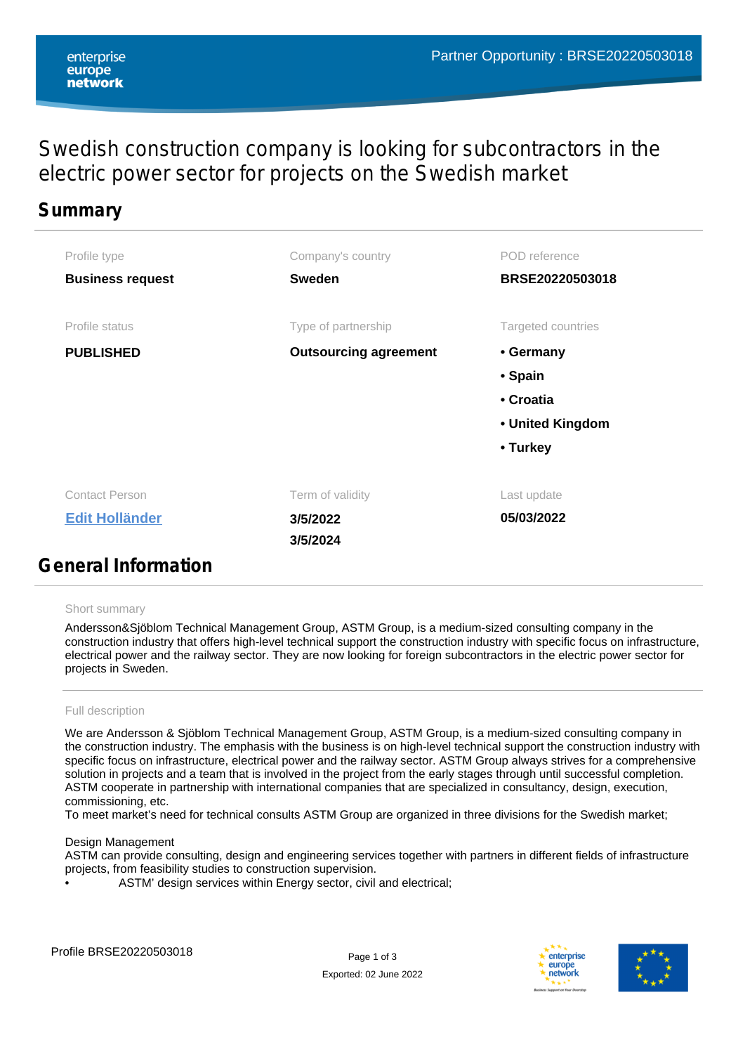Partner Opportunity : BRSE20220503018

# Swedish construction company is looking for subcontractors in the electric power sector for projects on the Swedish market

## Summary

| Profile type | Company's country | POD reference |
|---|---|---|
| **Business request** | **Sweden** | **BRSE20220503018** |
| Profile status | Type of partnership | Targeted countries |
| **PUBLISHED** | **Outsourcing agreement** | • **Germany**<br>• **Spain**<br>• **Croatia**<br>• **United Kingdom**<br>• **Turkey** |
| Contact Person | Term of validity | Last update |
| **Edit Holländer** | **3/5/2022**<br>**3/5/2024** | **05/03/2022** |

## General Information

Short summary

Andersson&Sjöblom Technical Management Group, ASTM Group, is a medium-sized consulting company in the construction industry that offers high-level technical support the construction industry with specific focus on infrastructure, electrical power and the railway sector. They are now looking for foreign subcontractors in the electric power sector for projects in Sweden.

Full description

We are Andersson & Sjöblom Technical Management Group, ASTM Group, is a medium-sized consulting company in the construction industry. The emphasis with the business is on high-level technical support the construction industry with specific focus on infrastructure, electrical power and the railway sector. ASTM Group always strives for a comprehensive solution in projects and a team that is involved in the project from the early stages through until successful completion. ASTM cooperate in partnership with international companies that are specialized in consultancy, design, execution, commissioning, etc.
To meet market's need for technical consults ASTM Group are organized in three divisions for the Swedish market;

Design Management
ASTM can provide consulting, design and engineering services together with partners in different fields of infrastructure projects, from feasibility studies to construction supervision.

- ASTM' design services within Energy sector, civil and electrical;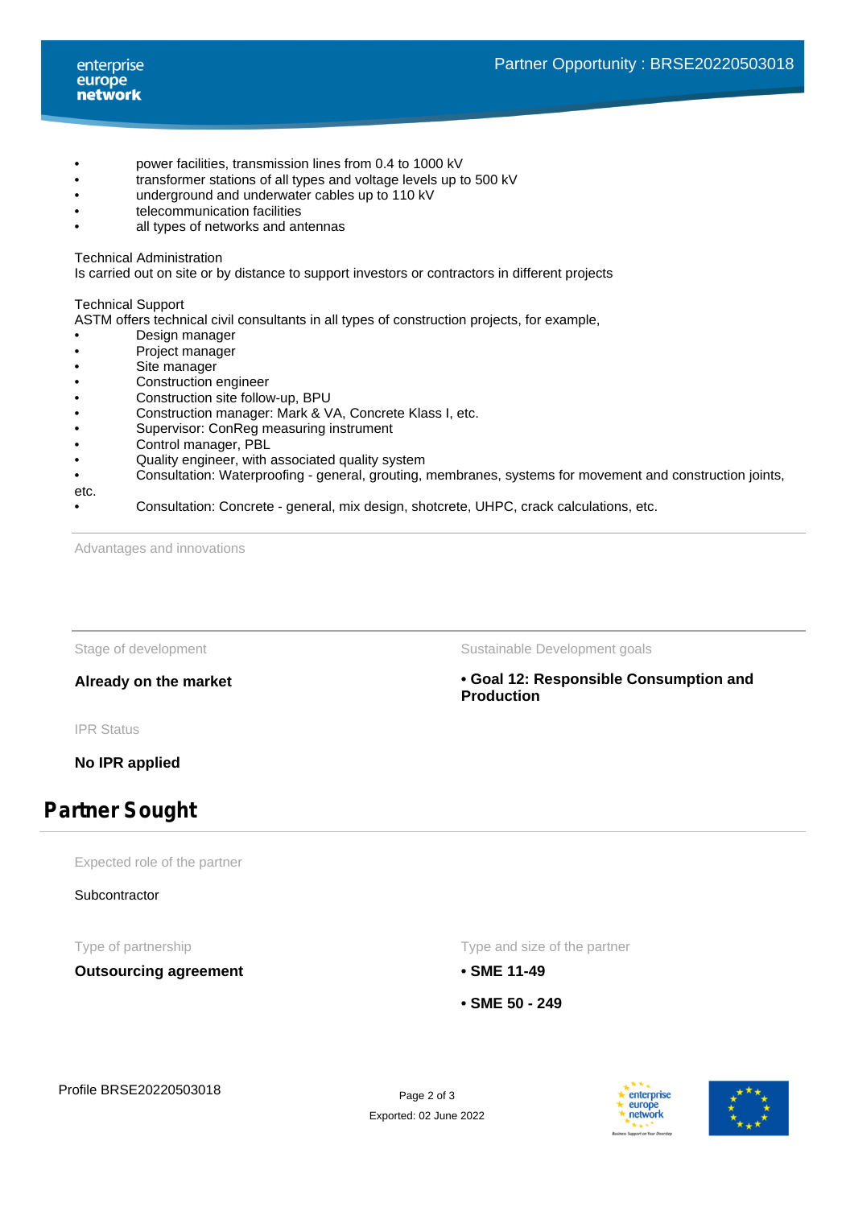- power facilities, transmission lines from 0.4 to 1000 kV
- transformer stations of all types and voltage levels up to 500 kV
- underground and underwater cables up to 110 kV
- telecommunication facilities
- all types of networks and antennas

Technical Administration
Is carried out on site or by distance to support investors or contractors in different projects

Technical Support
ASTM offers technical civil consultants in all types of construction projects, for example,

- Design manager
- Project manager
- Site manager
- Construction engineer
- Construction site follow-up, BPU
- Construction manager: Mark & VA, Concrete Klass I, etc.
- Supervisor: ConReg measuring instrument
- Control manager, PBL
- Quality engineer, with associated quality system
- Consultation: Waterproofing - general, grouting, membranes, systems for movement and construction joints, etc.
- Consultation: Concrete - general, mix design, shotcrete, UHPC, crack calculations, etc.

Advantages and innovations

Stage of development

**Already on the market**

Sustainable Development goals

**• Goal 12: Responsible Consumption and Production**

IPR Status

**No IPR applied**

## Partner Sought

Expected role of the partner

Subcontractor

Type of partnership

**Outsourcing agreement**

Type and size of the partner

**• SME 11-49**

**• SME 50 - 249**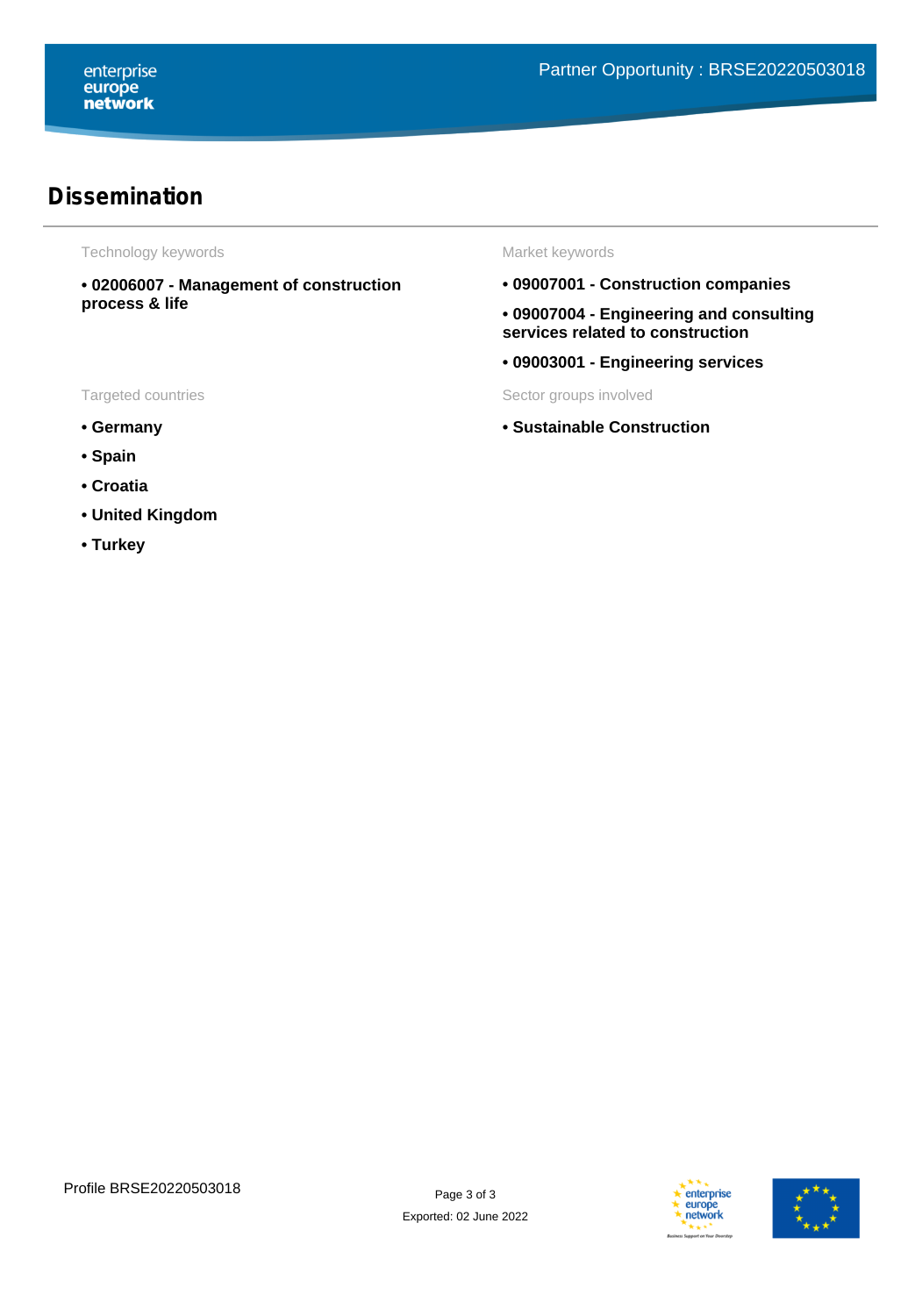## Dissemination

Technology keywords

- 02006007 - Management of construction process & life

Market keywords

- 09007001 - Construction companies
- 09007004 - Engineering and consulting services related to construction
- 09003001 - Engineering services

Targeted countries

- Germany
- Spain
- Croatia
- United Kingdom
- Turkey

Sector groups involved

- Sustainable Construction